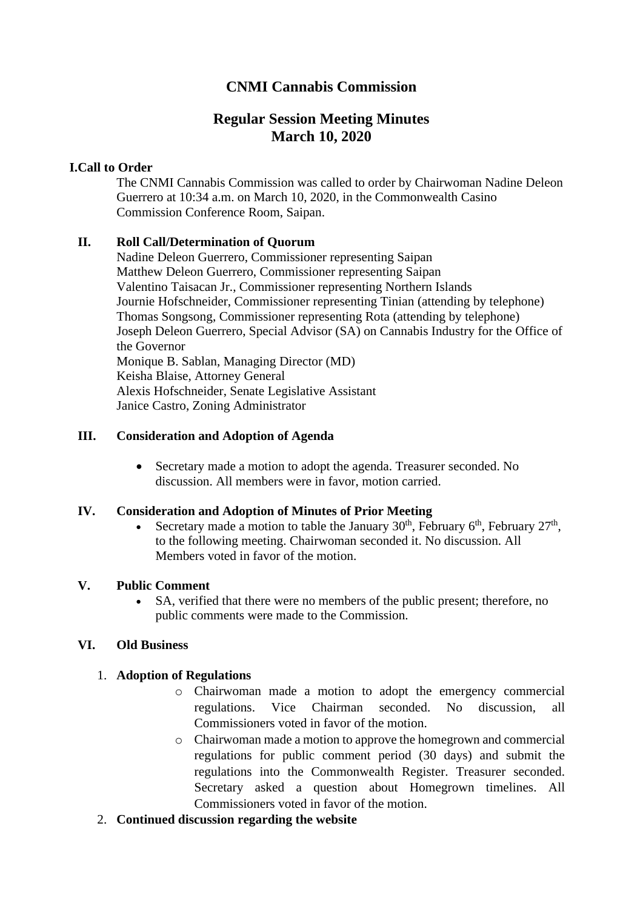# CNMI Cannabis Commission

## Regular Session Meeting Minutes
## March 10, 2020

**I. Call to Order**

The CNMI Cannabis Commission was called to order by Chairwoman Nadine Deleon Guerrero at 10:34 a.m. on March 10, 2020, in the Commonwealth Casino Commission Conference Room, Saipan.

**II. Roll Call/Determination of Quorum**

Nadine Deleon Guerrero, Commissioner representing Saipan
Matthew Deleon Guerrero, Commissioner representing Saipan
Valentino Taisacan Jr., Commissioner representing Northern Islands
Journie Hofschneider, Commissioner representing Tinian (attending by telephone)
Thomas Songsong, Commissioner representing Rota (attending by telephone)
Joseph Deleon Guerrero, Special Advisor (SA) on Cannabis Industry for the Office of the Governor
Monique B. Sablan, Managing Director (MD)
Keisha Blaise, Attorney General
Alexis Hofschneider, Senate Legislative Assistant
Janice Castro, Zoning Administrator

**III. Consideration and Adoption of Agenda**

- Secretary made a motion to adopt the agenda. Treasurer seconded. No discussion. All members were in favor, motion carried.

**IV. Consideration and Adoption of Minutes of Prior Meeting**

- Secretary made a motion to table the January 30th, February 6th, February 27th, to the following meeting. Chairwoman seconded it. No discussion. All Members voted in favor of the motion.

**V. Public Comment**

- SA, verified that there were no members of the public present; therefore, no public comments were made to the Commission.

**VI. Old Business**

1. **Adoption of Regulations**
   - Chairwoman made a motion to adopt the emergency commercial regulations. Vice Chairman seconded. No discussion, all Commissioners voted in favor of the motion.
   - Chairwoman made a motion to approve the homegrown and commercial regulations for public comment period (30 days) and submit the regulations into the Commonwealth Register. Treasurer seconded. Secretary asked a question about Homegrown timelines. All Commissioners voted in favor of the motion.
2. **Continued discussion regarding the website**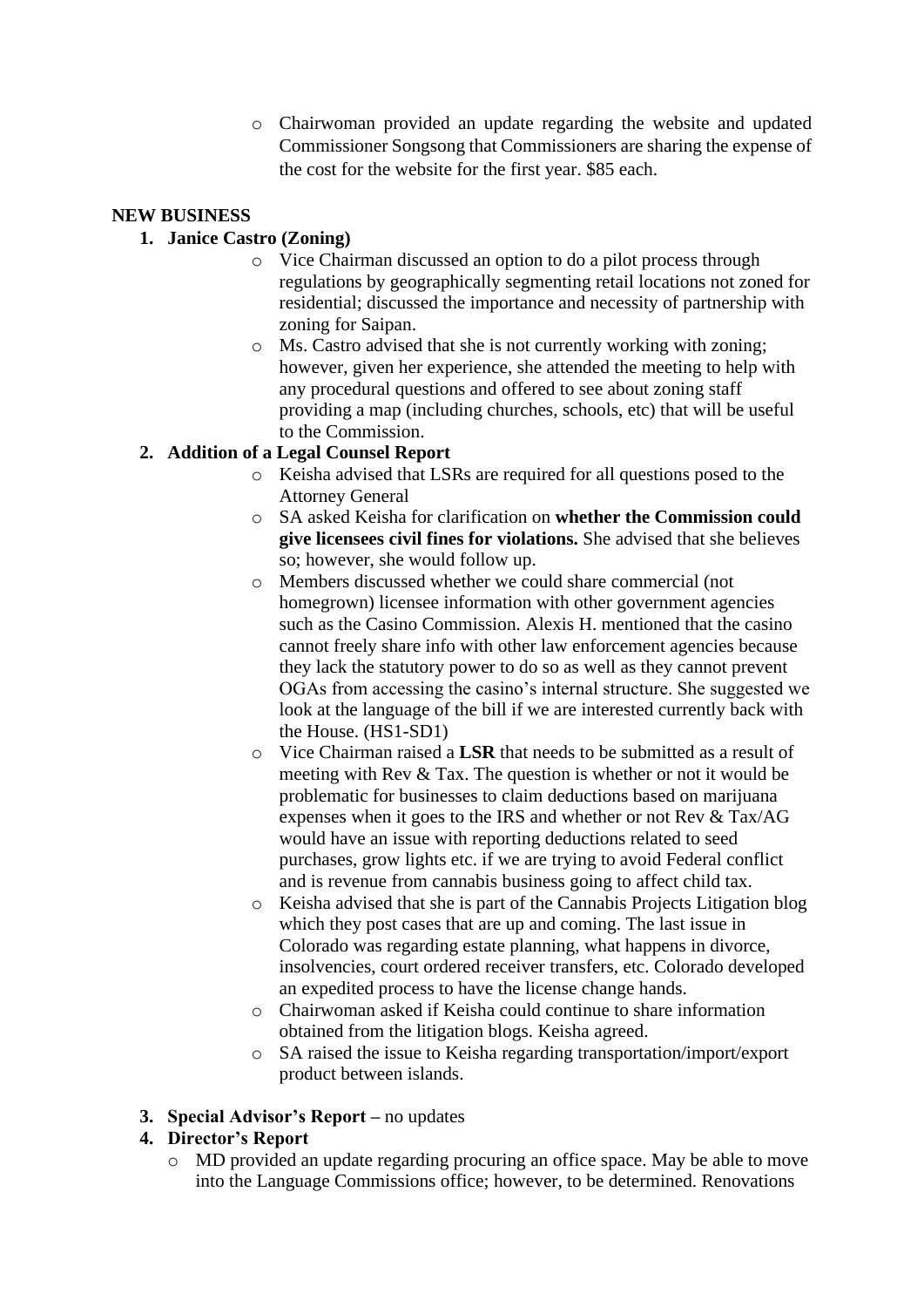- Chairwoman provided an update regarding the website and updated Commissioner Songsong that Commissioners are sharing the expense of the cost for the website for the first year. $85 each.

**NEW BUSINESS**

1. **Janice Castro (Zoning)**
    - Vice Chairman discussed an option to do a pilot process through regulations by geographically segmenting retail locations not zoned for residential; discussed the importance and necessity of partnership with zoning for Saipan.
    - Ms. Castro advised that she is not currently working with zoning; however, given her experience, she attended the meeting to help with any procedural questions and offered to see about zoning staff providing a map (including churches, schools, etc) that will be useful to the Commission.
2. **Addition of a Legal Counsel Report**
    - Keisha advised that LSRs are required for all questions posed to the Attorney General
    - SA asked Keisha for clarification on **whether the Commission could give licensees civil fines for violations.** She advised that she believes so; however, she would follow up.
    - Members discussed whether we could share commercial (not homegrown) licensee information with other government agencies such as the Casino Commission. Alexis H. mentioned that the casino cannot freely share info with other law enforcement agencies because they lack the statutory power to do so as well as they cannot prevent OGAs from accessing the casino's internal structure. She suggested we look at the language of the bill if we are interested currently back with the House. (HS1-SD1)
    - Vice Chairman raised a **LSR** that needs to be submitted as a result of meeting with Rev & Tax. The question is whether or not it would be problematic for businesses to claim deductions based on marijuana expenses when it goes to the IRS and whether or not Rev & Tax/AG would have an issue with reporting deductions related to seed purchases, grow lights etc. if we are trying to avoid Federal conflict and is revenue from cannabis business going to affect child tax.
    - Keisha advised that she is part of the Cannabis Projects Litigation blog which they post cases that are up and coming. The last issue in Colorado was regarding estate planning, what happens in divorce, insolvencies, court ordered receiver transfers, etc. Colorado developed an expedited process to have the license change hands.
    - Chairwoman asked if Keisha could continue to share information obtained from the litigation blogs. Keisha agreed.
    - SA raised the issue to Keisha regarding transportation/import/export product between islands.
3. **Special Advisor's Report** – no updates
4. **Director's Report**
    - MD provided an update regarding procuring an office space. May be able to move into the Language Commissions office; however, to be determined. Renovations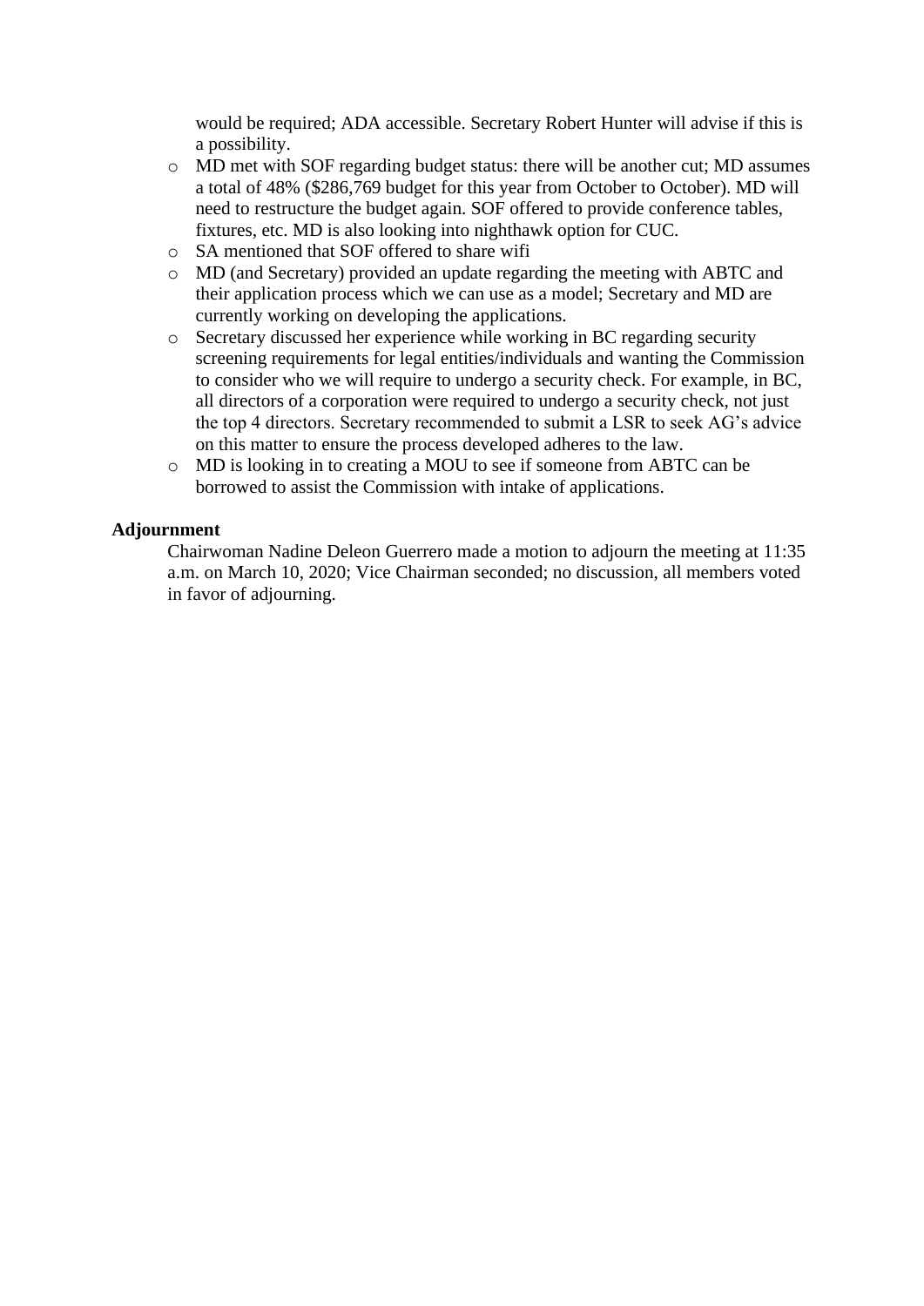would be required; ADA accessible. Secretary Robert Hunter will advise if this is a possibility.

- MD met with SOF regarding budget status: there will be another cut; MD assumes a total of 48% ($286,769 budget for this year from October to October). MD will need to restructure the budget again. SOF offered to provide conference tables, fixtures, etc. MD is also looking into nighthawk option for CUC.
- SA mentioned that SOF offered to share wifi
- MD (and Secretary) provided an update regarding the meeting with ABTC and their application process which we can use as a model; Secretary and MD are currently working on developing the applications.
- Secretary discussed her experience while working in BC regarding security screening requirements for legal entities/individuals and wanting the Commission to consider who we will require to undergo a security check. For example, in BC, all directors of a corporation were required to undergo a security check, not just the top 4 directors. Secretary recommended to submit a LSR to seek AG's advice on this matter to ensure the process developed adheres to the law.
- MD is looking in to creating a MOU to see if someone from ABTC can be borrowed to assist the Commission with intake of applications.

**Adjournment**

Chairwoman Nadine Deleon Guerrero made a motion to adjourn the meeting at 11:35 a.m. on March 10, 2020; Vice Chairman seconded; no discussion, all members voted in favor of adjourning.